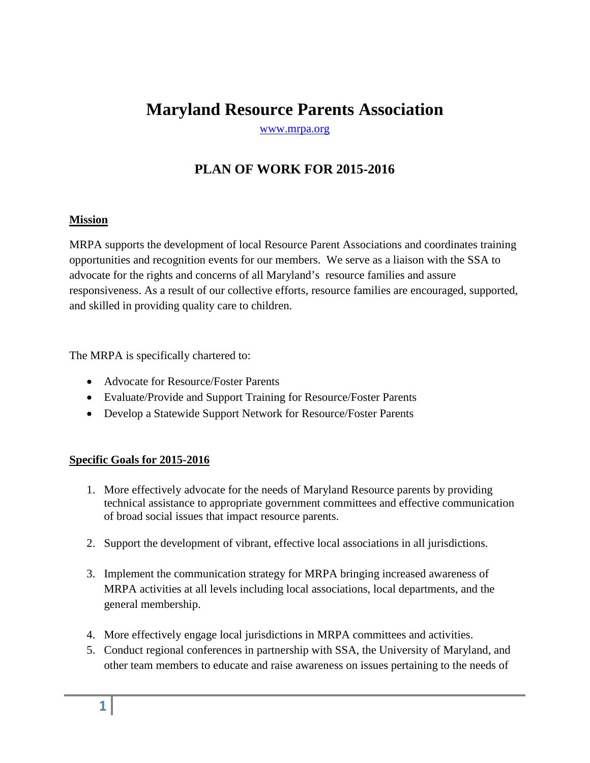# Maryland Resource Parents Association

www.mrpa.org

## PLAN OF WORK FOR 2015-2016

**Mission**

MRPA supports the development of local Resource Parent Associations and coordinates training opportunities and recognition events for our members. We serve as a liaison with the SSA to advocate for the rights and concerns of all Maryland's resource families and assure responsiveness. As a result of our collective efforts, resource families are encouraged, supported, and skilled in providing quality care to children.

The MRPA is specifically chartered to:

- Advocate for Resource/Foster Parents
- Evaluate/Provide and Support Training for Resource/Foster Parents
- Develop a Statewide Support Network for Resource/Foster Parents

**Specific Goals for 2015-2016**

1. More effectively advocate for the needs of Maryland Resource parents by providing technical assistance to appropriate government committees and effective communication of broad social issues that impact resource parents.
2. Support the development of vibrant, effective local associations in all jurisdictions.
3. Implement the communication strategy for MRPA bringing increased awareness of MRPA activities at all levels including local associations, local departments, and the general membership.
4. More effectively engage local jurisdictions in MRPA committees and activities.
5. Conduct regional conferences in partnership with SSA, the University of Maryland, and other team members to educate and raise awareness on issues pertaining to the needs of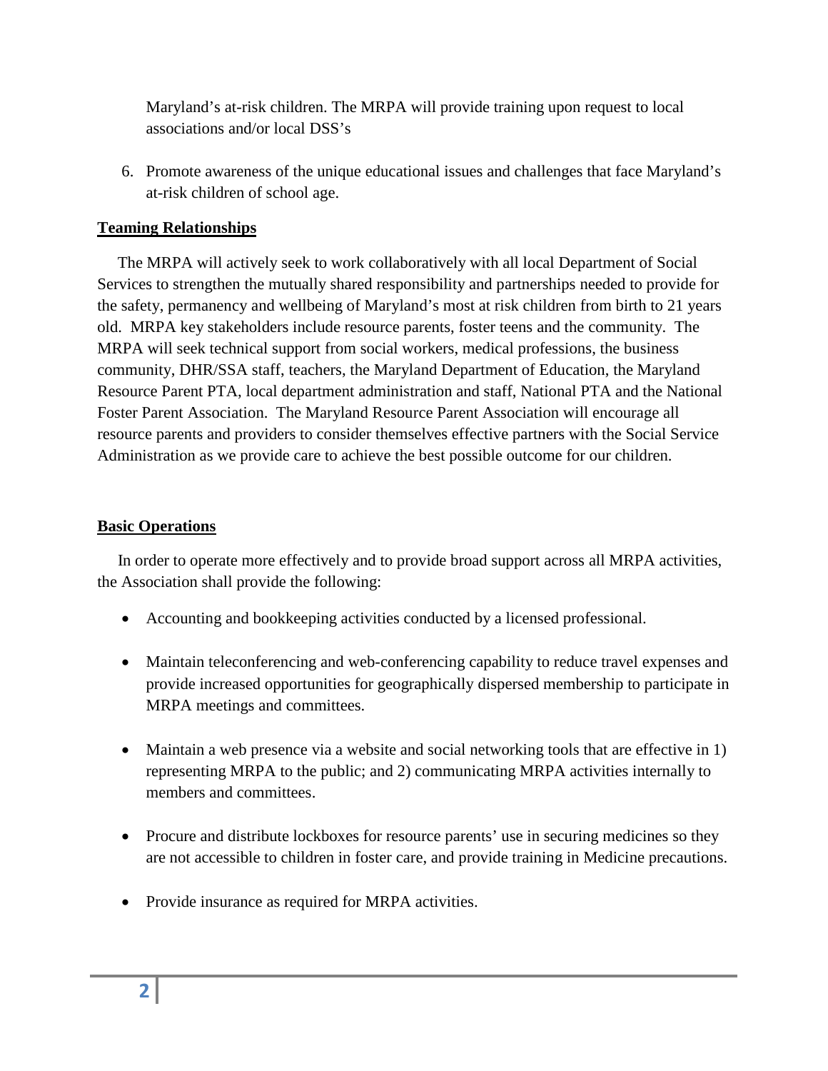Maryland's at-risk children. The MRPA will provide training upon request to local associations and/or local DSS's

6. Promote awareness of the unique educational issues and challenges that face Maryland's at-risk children of school age.

**Teaming Relationships**

The MRPA will actively seek to work collaboratively with all local Department of Social Services to strengthen the mutually shared responsibility and partnerships needed to provide for the safety, permanency and wellbeing of Maryland's most at risk children from birth to 21 years old. MRPA key stakeholders include resource parents, foster teens and the community. The MRPA will seek technical support from social workers, medical professions, the business community, DHR/SSA staff, teachers, the Maryland Department of Education, the Maryland Resource Parent PTA, local department administration and staff, National PTA and the National Foster Parent Association. The Maryland Resource Parent Association will encourage all resource parents and providers to consider themselves effective partners with the Social Service Administration as we provide care to achieve the best possible outcome for our children.

**Basic Operations**

In order to operate more effectively and to provide broad support across all MRPA activities, the Association shall provide the following:

- Accounting and bookkeeping activities conducted by a licensed professional.
- Maintain teleconferencing and web-conferencing capability to reduce travel expenses and provide increased opportunities for geographically dispersed membership to participate in MRPA meetings and committees.
- Maintain a web presence via a website and social networking tools that are effective in 1) representing MRPA to the public; and 2) communicating MRPA activities internally to members and committees.
- Procure and distribute lockboxes for resource parents' use in securing medicines so they are not accessible to children in foster care, and provide training in Medicine precautions.
- Provide insurance as required for MRPA activities.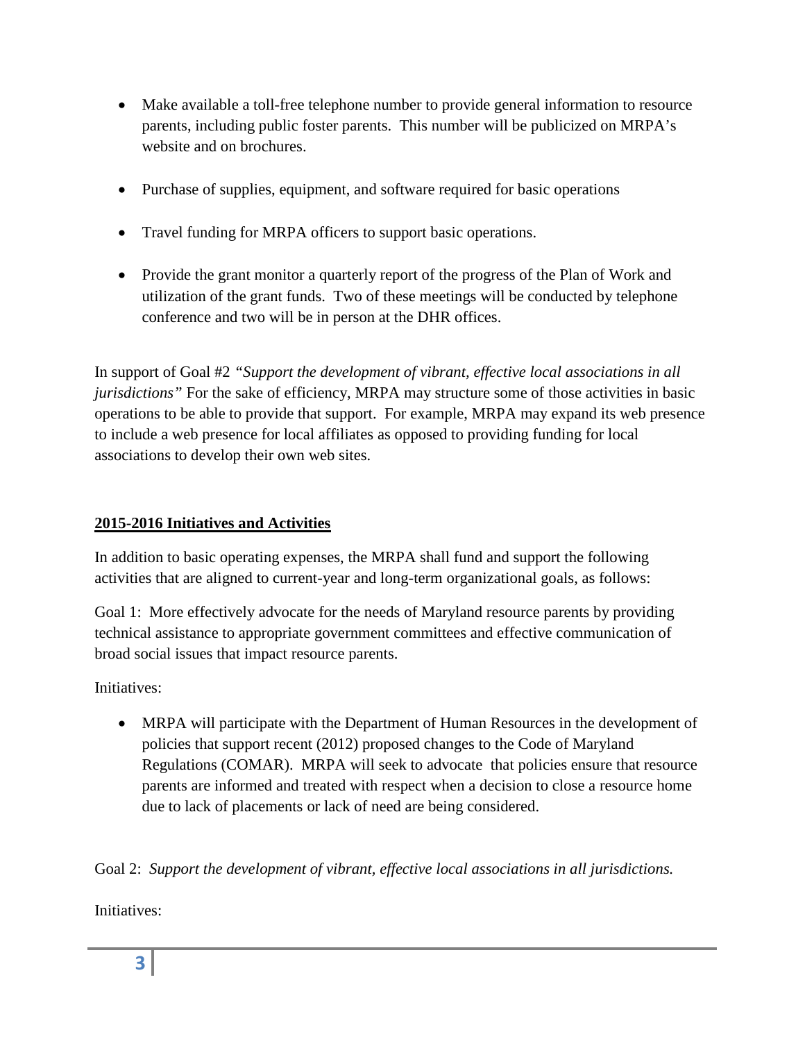- Make available a toll-free telephone number to provide general information to resource parents, including public foster parents. This number will be publicized on MRPA's website and on brochures.

- Purchase of supplies, equipment, and software required for basic operations

- Travel funding for MRPA officers to support basic operations.

- Provide the grant monitor a quarterly report of the progress of the Plan of Work and utilization of the grant funds. Two of these meetings will be conducted by telephone conference and two will be in person at the DHR offices.

In support of Goal #2 *"Support the development of vibrant, effective local associations in all jurisdictions"* For the sake of efficiency, MRPA may structure some of those activities in basic operations to be able to provide that support. For example, MRPA may expand its web presence to include a web presence for local affiliates as opposed to providing funding for local associations to develop their own web sites.

## **2015-2016 Initiatives and Activities**

In addition to basic operating expenses, the MRPA shall fund and support the following activities that are aligned to current-year and long-term organizational goals, as follows:

Goal 1: More effectively advocate for the needs of Maryland resource parents by providing technical assistance to appropriate government committees and effective communication of broad social issues that impact resource parents.

Initiatives:

- MRPA will participate with the Department of Human Resources in the development of policies that support recent (2012) proposed changes to the Code of Maryland Regulations (COMAR). MRPA will seek to advocate that policies ensure that resource parents are informed and treated with respect when a decision to close a resource home due to lack of placements or lack of need are being considered.

Goal 2: *Support the development of vibrant, effective local associations in all jurisdictions.*

Initiatives: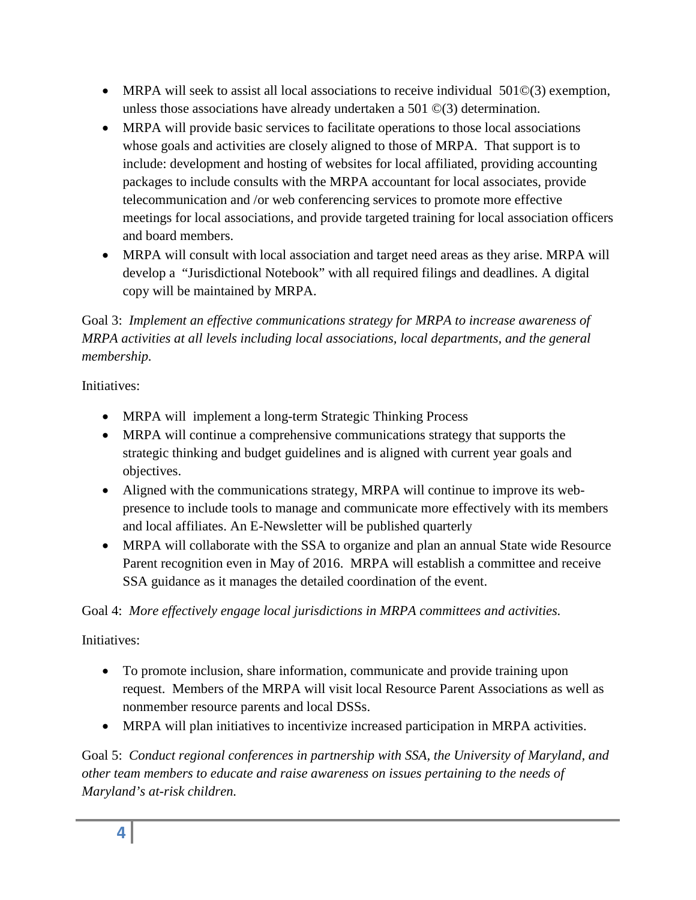- MRPA will seek to assist all local associations to receive individual  501©(3) exemption, unless those associations have already undertaken a 501 ©(3) determination.
- MRPA will provide basic services to facilitate operations to those local associations whose goals and activities are closely aligned to those of MRPA.  That support is to include: development and hosting of websites for local affiliated, providing accounting packages to include consults with the MRPA accountant for local associates, provide telecommunication and /or web conferencing services to promote more effective meetings for local associations, and provide targeted training for local association officers and board members.
- MRPA will consult with local association and target need areas as they arise. MRPA will develop a  "Jurisdictional Notebook" with all required filings and deadlines. A digital copy will be maintained by MRPA.

Goal 3:  *Implement an effective communications strategy for MRPA to increase awareness of MRPA activities at all levels including local associations, local departments, and the general membership.*

Initiatives:

- MRPA will  implement a long-term Strategic Thinking Process
- MRPA will continue a comprehensive communications strategy that supports the strategic thinking and budget guidelines and is aligned with current year goals and objectives.
- Aligned with the communications strategy, MRPA will continue to improve its web-presence to include tools to manage and communicate more effectively with its members and local affiliates. An E-Newsletter will be published quarterly
- MRPA will collaborate with the SSA to organize and plan an annual State wide Resource Parent recognition even in May of 2016.  MRPA will establish a committee and receive SSA guidance as it manages the detailed coordination of the event.

Goal 4:  *More effectively engage local jurisdictions in MRPA committees and activities.*

Initiatives:

- To promote inclusion, share information, communicate and provide training upon request.  Members of the MRPA will visit local Resource Parent Associations as well as nonmember resource parents and local DSSs.
- MRPA will plan initiatives to incentivize increased participation in MRPA activities.

Goal 5:  *Conduct regional conferences in partnership with SSA, the University of Maryland, and other team members to educate and raise awareness on issues pertaining to the needs of Maryland's at-risk children.*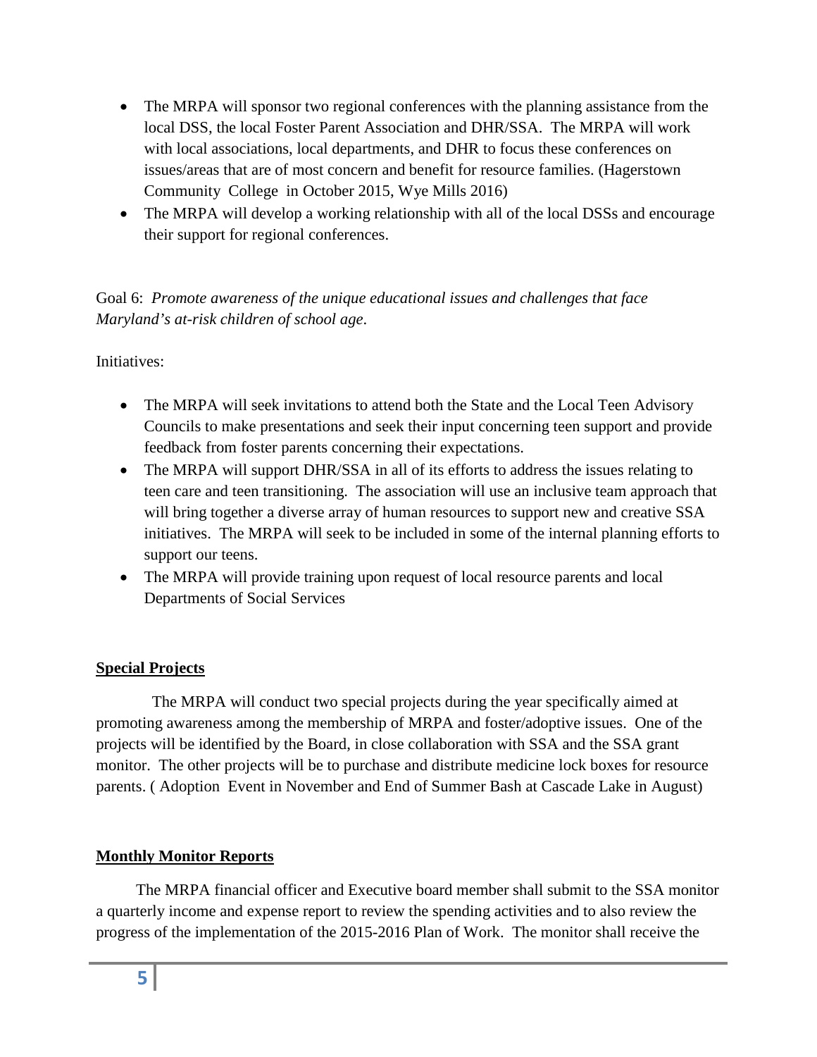- The MRPA will sponsor two regional conferences with the planning assistance from the local DSS, the local Foster Parent Association and DHR/SSA. The MRPA will work with local associations, local departments, and DHR to focus these conferences on issues/areas that are of most concern and benefit for resource families. (Hagerstown Community College in October 2015, Wye Mills 2016)
- The MRPA will develop a working relationship with all of the local DSSs and encourage their support for regional conferences.

Goal 6: *Promote awareness of the unique educational issues and challenges that face Maryland's at-risk children of school age.*

Initiatives:

- The MRPA will seek invitations to attend both the State and the Local Teen Advisory Councils to make presentations and seek their input concerning teen support and provide feedback from foster parents concerning their expectations.
- The MRPA will support DHR/SSA in all of its efforts to address the issues relating to teen care and teen transitioning. The association will use an inclusive team approach that will bring together a diverse array of human resources to support new and creative SSA initiatives. The MRPA will seek to be included in some of the internal planning efforts to support our teens.
- The MRPA will provide training upon request of local resource parents and local Departments of Social Services

**Special Projects**

The MRPA will conduct two special projects during the year specifically aimed at promoting awareness among the membership of MRPA and foster/adoptive issues. One of the projects will be identified by the Board, in close collaboration with SSA and the SSA grant monitor. The other projects will be to purchase and distribute medicine lock boxes for resource parents. ( Adoption Event in November and End of Summer Bash at Cascade Lake in August)

**Monthly Monitor Reports**

The MRPA financial officer and Executive board member shall submit to the SSA monitor a quarterly income and expense report to review the spending activities and to also review the progress of the implementation of the 2015-2016 Plan of Work. The monitor shall receive the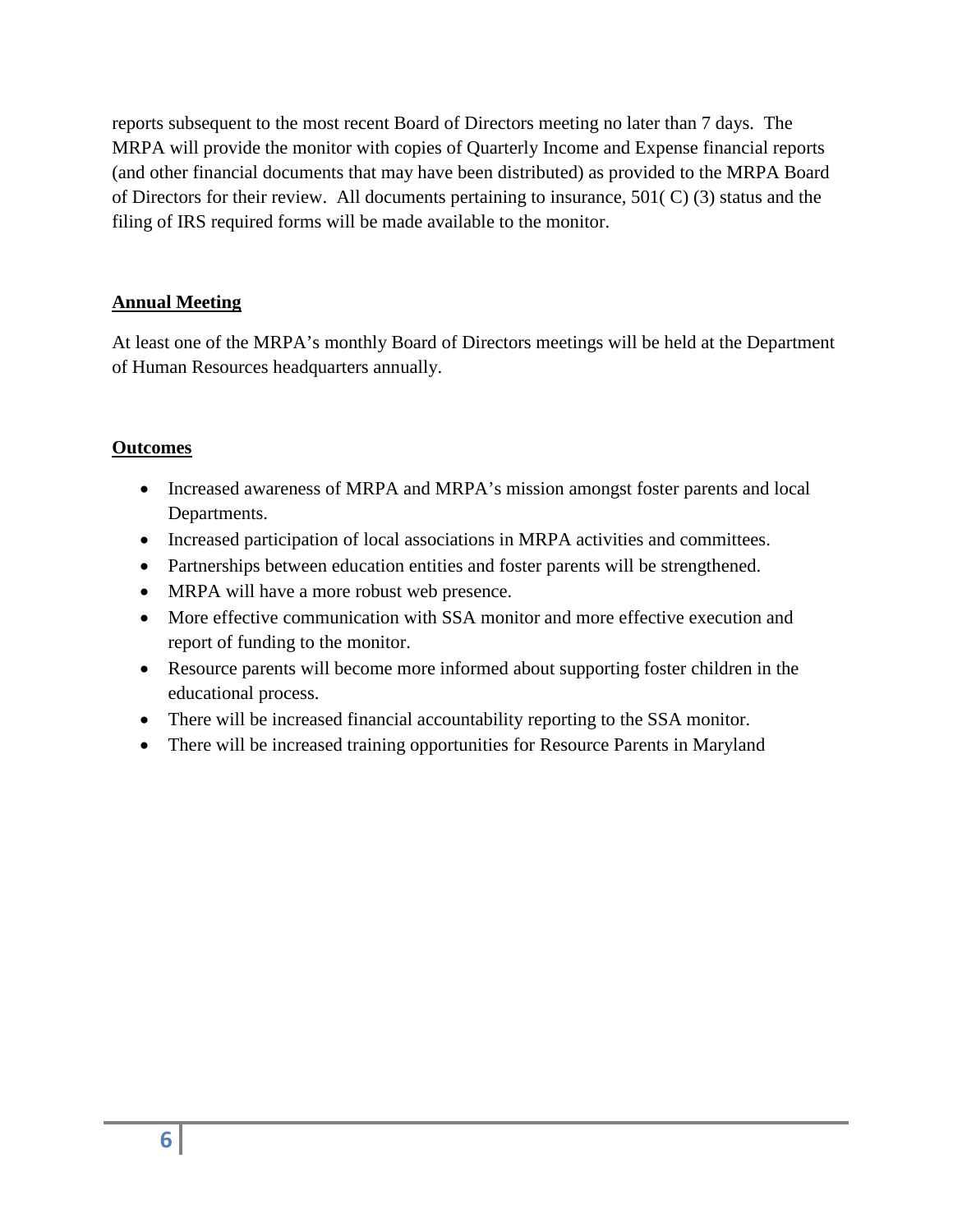reports subsequent to the most recent Board of Directors meeting no later than 7 days. The MRPA will provide the monitor with copies of Quarterly Income and Expense financial reports (and other financial documents that may have been distributed) as provided to the MRPA Board of Directors for their review. All documents pertaining to insurance, 501( C) (3) status and the filing of IRS required forms will be made available to the monitor.

**Annual Meeting**

At least one of the MRPA's monthly Board of Directors meetings will be held at the Department of Human Resources headquarters annually.

**Outcomes**

- Increased awareness of MRPA and MRPA's mission amongst foster parents and local Departments.
- Increased participation of local associations in MRPA activities and committees.
- Partnerships between education entities and foster parents will be strengthened.
- MRPA will have a more robust web presence.
- More effective communication with SSA monitor and more effective execution and report of funding to the monitor.
- Resource parents will become more informed about supporting foster children in the educational process.
- There will be increased financial accountability reporting to the SSA monitor.
- There will be increased training opportunities for Resource Parents in Maryland